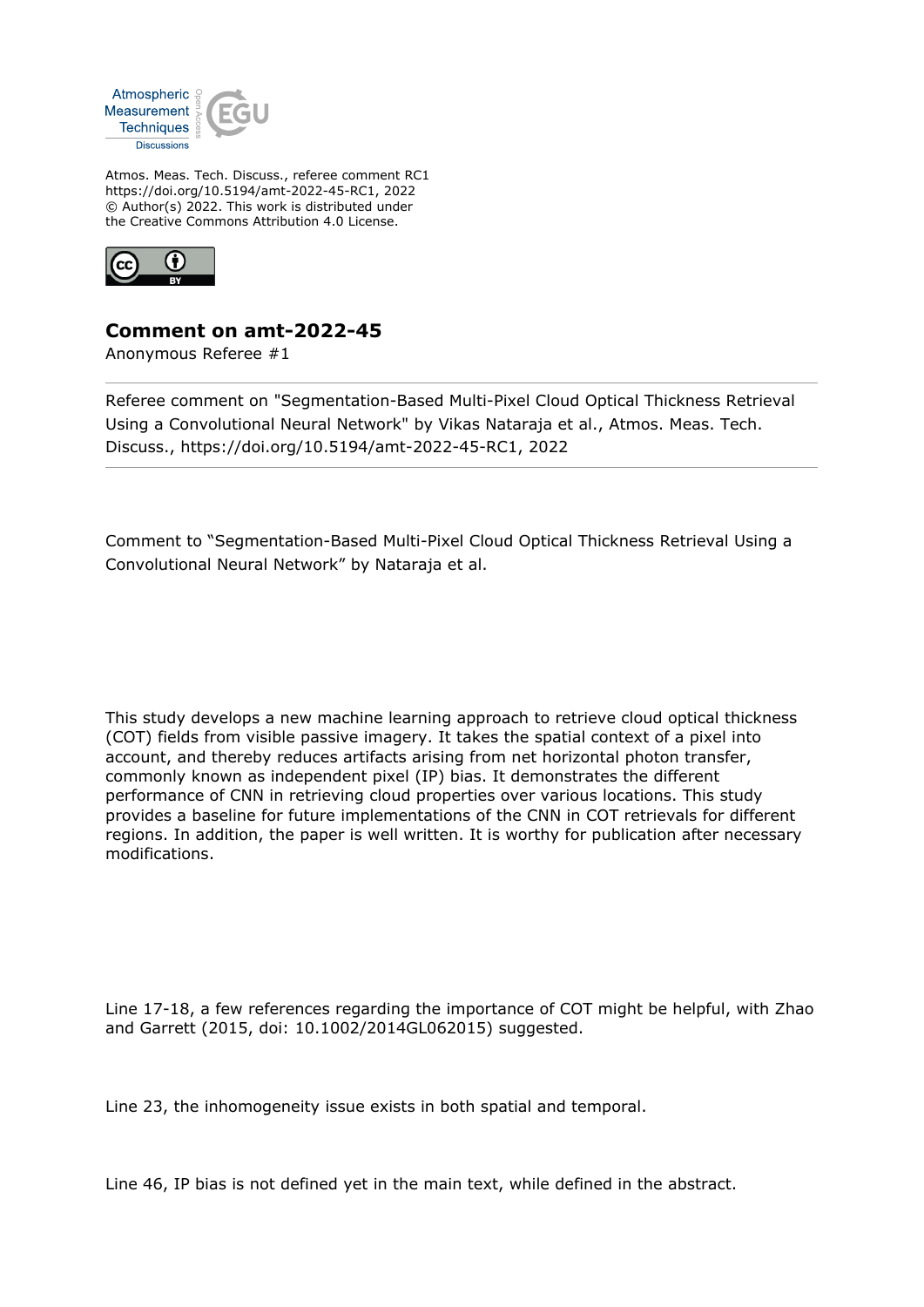Atmos. Meas. Tech. Discuss., referee comment RC1
https://doi.org/10.5194/amt-2022-45-RC1, 2022
© Author(s) 2022. This work is distributed under
the Creative Commons Attribution 4.0 License.

# Comment on amt-2022-45

Anonymous Referee #1

---

Referee comment on "Segmentation-Based Multi-Pixel Cloud Optical Thickness Retrieval Using a Convolutional Neural Network" by Vikas Nataraja et al., Atmos. Meas. Tech. Discuss., https://doi.org/10.5194/amt-2022-45-RC1, 2022

---

Comment to "Segmentation-Based Multi-Pixel Cloud Optical Thickness Retrieval Using a Convolutional Neural Network" by Nataraja et al.

This study develops a new machine learning approach to retrieve cloud optical thickness (COT) fields from visible passive imagery. It takes the spatial context of a pixel into account, and thereby reduces artifacts arising from net horizontal photon transfer, commonly known as independent pixel (IP) bias. It demonstrates the different performance of CNN in retrieving cloud properties over various locations. This study provides a baseline for future implementations of the CNN in COT retrievals for different regions. In addition, the paper is well written. It is worthy for publication after necessary modifications.

Line 17-18, a few references regarding the importance of COT might be helpful, with Zhao and Garrett (2015, doi: 10.1002/2014GL062015) suggested.

Line 23, the inhomogeneity issue exists in both spatial and temporal.

Line 46, IP bias is not defined yet in the main text, while defined in the abstract.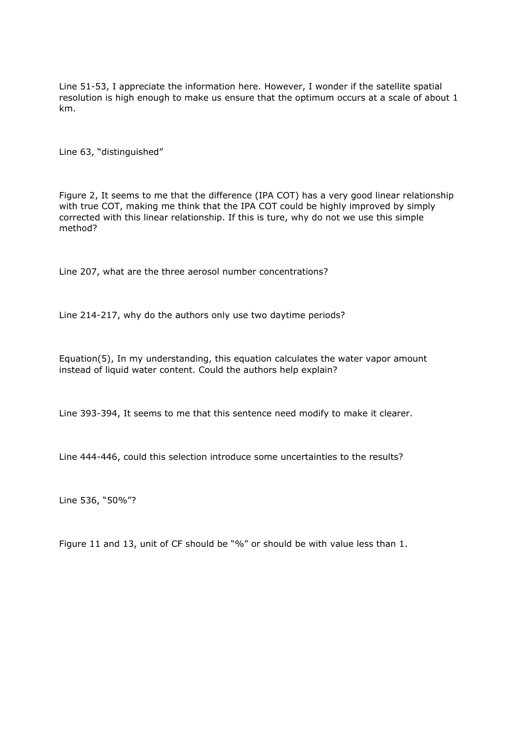Line 51-53, I appreciate the information here. However, I wonder if the satellite spatial resolution is high enough to make us ensure that the optimum occurs at a scale of about 1 km.

Line 63, “distinguished”

Figure 2, It seems to me that the difference (IPA COT) has a very good linear relationship with true COT, making me think that the IPA COT could be highly improved by simply corrected with this linear relationship. If this is ture, why do not we use this simple method?

Line 207, what are the three aerosol number concentrations?

Line 214-217, why do the authors only use two daytime periods?

Equation(5), In my understanding, this equation calculates the water vapor amount instead of liquid water content. Could the authors help explain?

Line 393-394, It seems to me that this sentence need modify to make it clearer.

Line 444-446, could this selection introduce some uncertainties to the results?

Line 536, “50%”?

Figure 11 and 13, unit of CF should be “%” or should be with value less than 1.